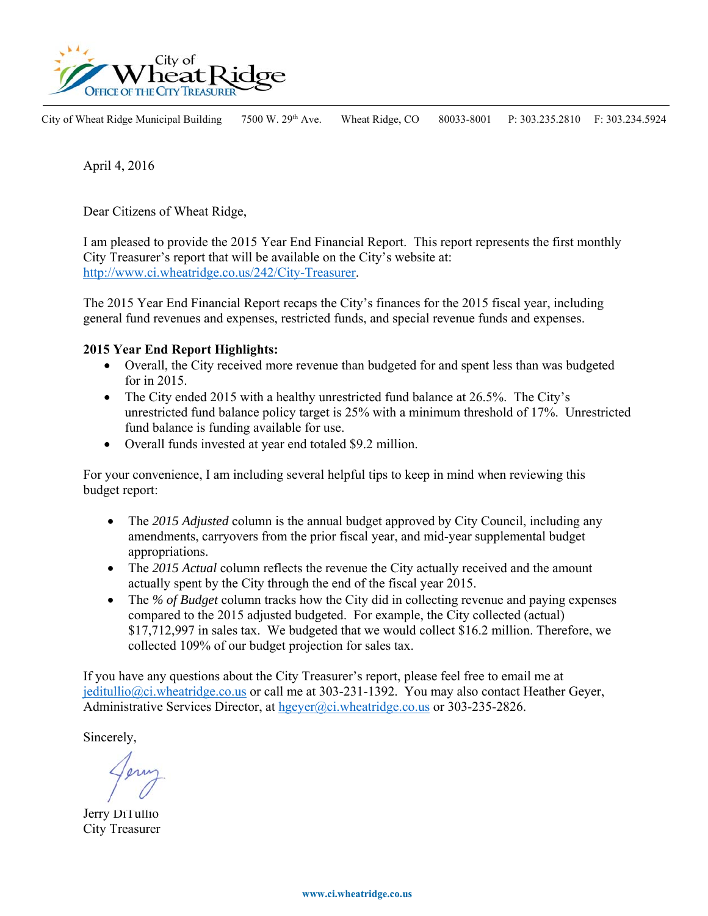City of Wheat Ridge
Office of the City Treasurer

City of Wheat Ridge Municipal Building 7500 W. 29th Ave. Wheat Ridge, CO 80033-8001 P: 303.235.2810 F: 303.234.5924

April 4, 2016

Dear Citizens of Wheat Ridge,

I am pleased to provide the 2015 Year End Financial Report. This report represents the first monthly City Treasurer's report that will be available on the City's website at: http://www.ci.wheatridge.co.us/242/City-Treasurer.

The 2015 Year End Financial Report recaps the City's finances for the 2015 fiscal year, including general fund revenues and expenses, restricted funds, and special revenue funds and expenses.

**2015 Year End Report Highlights:**

- Overall, the City received more revenue than budgeted for and spent less than was budgeted for in 2015.
- The City ended 2015 with a healthy unrestricted fund balance at 26.5%. The City's unrestricted fund balance policy target is 25% with a minimum threshold of 17%. Unrestricted fund balance is funding available for use.
- Overall funds invested at year end totaled $9.2 million.

For your convenience, I am including several helpful tips to keep in mind when reviewing this budget report:

- The *2015 Adjusted* column is the annual budget approved by City Council, including any amendments, carryovers from the prior fiscal year, and mid-year supplemental budget appropriations.
- The *2015 Actual* column reflects the revenue the City actually received and the amount actually spent by the City through the end of the fiscal year 2015.
- The *% of Budget* column tracks how the City did in collecting revenue and paying expenses compared to the 2015 adjusted budgeted. For example, the City collected (actual) $17,712,997 in sales tax. We budgeted that we would collect $16.2 million. Therefore, we collected 109% of our budget projection for sales tax.

If you have any questions about the City Treasurer's report, please feel free to email me at jeditullio@ci.wheatridge.co.us or call me at 303-231-1392. You may also contact Heather Geyer, Administrative Services Director, at hgeyer@ci.wheatridge.co.us or 303-235-2826.

Sincerely,

Jerry DiTullio
City Treasurer

www.ci.wheatridge.co.us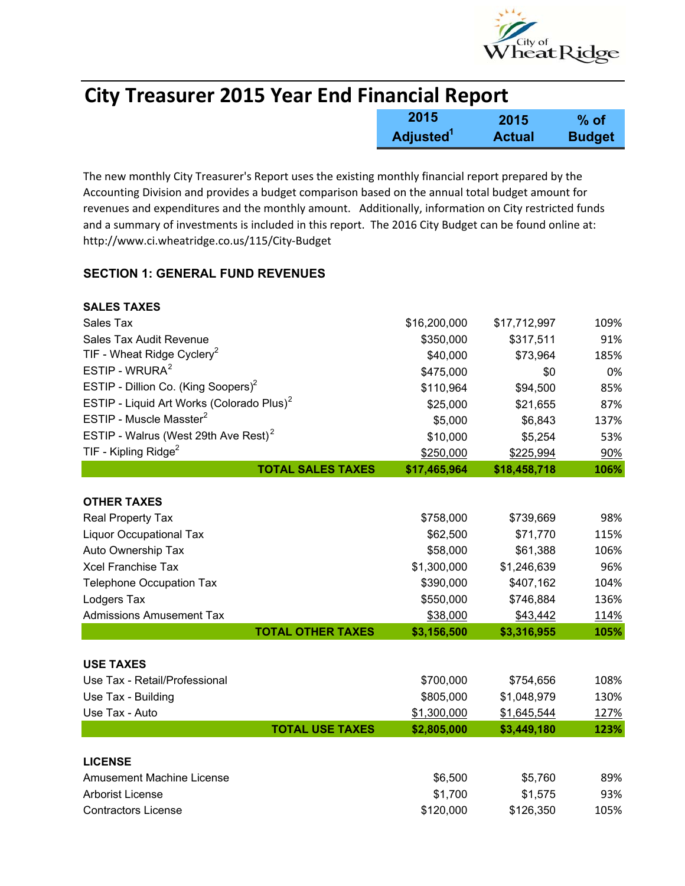# City Treasurer 2015 Year End Financial Report

The new monthly City Treasurer's Report uses the existing monthly financial report prepared by the Accounting Division and provides a budget comparison based on the annual total budget amount for revenues and expenditures and the monthly amount. Additionally, information on City restricted funds and a summary of investments is included in this report. The 2016 City Budget can be found online at: http://www.ci.wheatridge.co.us/115/City-Budget

## SECTION 1: GENERAL FUND REVENUES

| | 2015 Adjusted[1] | 2015 Actual | % of Budget |
|---|---|---|---|
| **SALES TAXES** | | | |
| Sales Tax | $16,200,000 | $17,712,997 | 109% |
| Sales Tax Audit Revenue | $350,000 | $317,511 | 91% |
| TIF - Wheat Ridge Cyclery[2] | $40,000 | $73,964 | 185% |
| ESTIP - WRURA[2] | $475,000 | $0 | 0% |
| ESTIP - Dillion Co. (King Soopers)[2] | $110,964 | $94,500 | 85% |
| ESTIP - Liquid Art Works (Colorado Plus)[2] | $25,000 | $21,655 | 87% |
| ESTIP - Muscle Masster[2] | $5,000 | $6,843 | 137% |
| ESTIP - Walrus (West 29th Ave Rest)[2] | $10,000 | $5,254 | 53% |
| TIF - Kipling Ridge[2] | $250,000 | $225,994 | 90% |
| **TOTAL SALES TAXES** | **$17,465,964** | **$18,458,718** | **106%** |
| **OTHER TAXES** | | | |
| Real Property Tax | $758,000 | $739,669 | 98% |
| Liquor Occupational Tax | $62,500 | $71,770 | 115% |
| Auto Ownership Tax | $58,000 | $61,388 | 106% |
| Xcel Franchise Tax | $1,300,000 | $1,246,639 | 96% |
| Telephone Occupation Tax | $390,000 | $407,162 | 104% |
| Lodgers Tax | $550,000 | $746,884 | 136% |
| Admissions Amusement Tax | $38,000 | $43,442 | 114% |
| **TOTAL OTHER TAXES** | **$3,156,500** | **$3,316,955** | **105%** |
| **USE TAXES** | | | |
| Use Tax - Retail/Professional | $700,000 | $754,656 | 108% |
| Use Tax - Building | $805,000 | $1,048,979 | 130% |
| Use Tax - Auto | $1,300,000 | $1,645,544 | 127% |
| **TOTAL USE TAXES** | **$2,805,000** | **$3,449,180** | **123%** |
| **LICENSE** | | | |
| Amusement Machine License | $6,500 | $5,760 | 89% |
| Arborist License | $1,700 | $1,575 | 93% |
| Contractors License | $120,000 | $126,350 | 105% |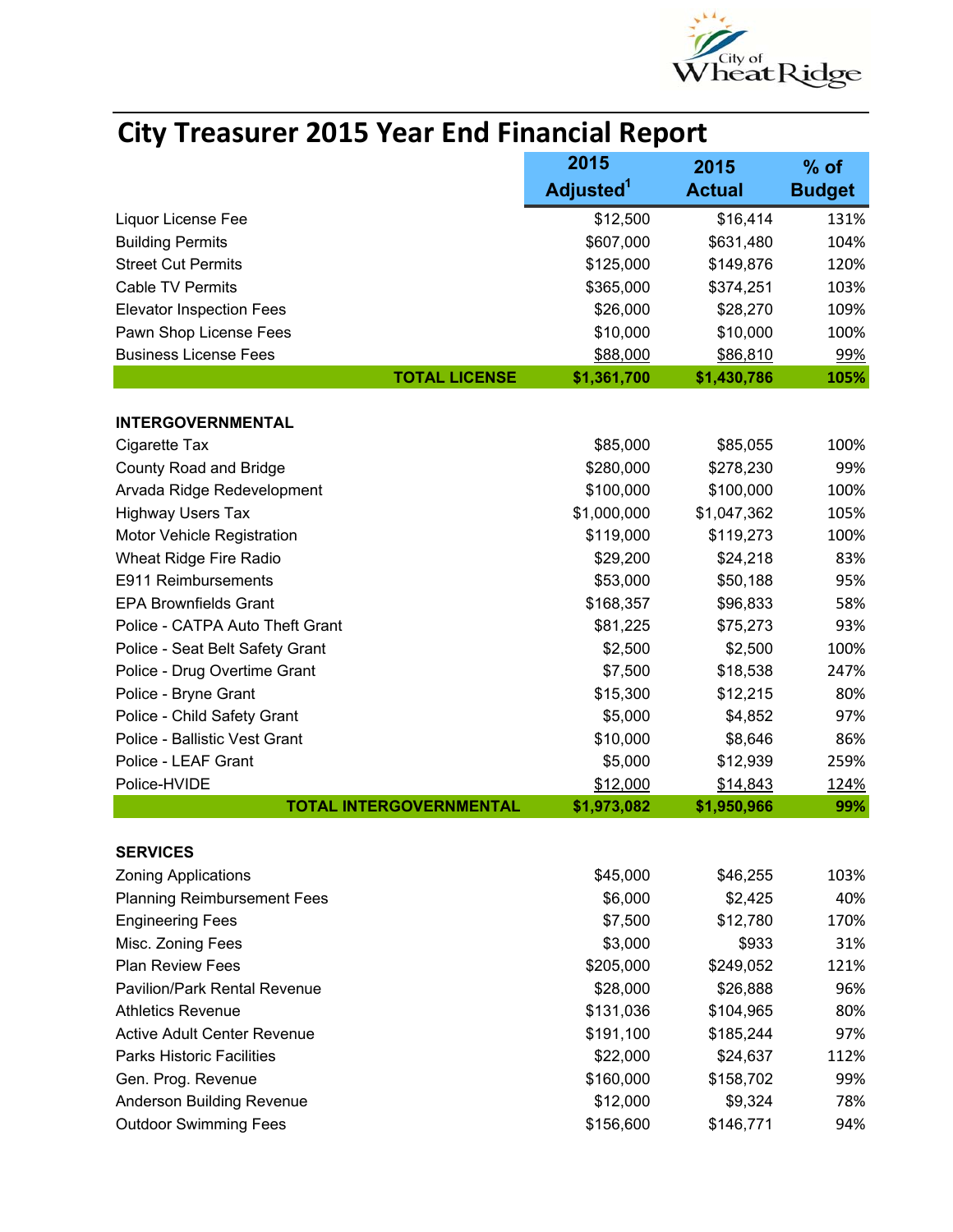# City Treasurer 2015 Year End Financial Report

| | 2015 Adjusted[1] | 2015 Actual | % of Budget |
|---|---|---|---|
| Liquor License Fee | $12,500 | $16,414 | 131% |
| Building Permits | $607,000 | $631,480 | 104% |
| Street Cut Permits | $125,000 | $149,876 | 120% |
| Cable TV Permits | $365,000 | $374,251 | 103% |
| Elevator Inspection Fees | $26,000 | $28,270 | 109% |
| Pawn Shop License Fees | $10,000 | $10,000 | 100% |
| Business License Fees | $88,000 | $86,810 | 99% |
| **TOTAL LICENSE** | **$1,361,700** | **$1,430,786** | **105%** |
| | | | |
| **INTERGOVERNMENTAL** | | | |
| Cigarette Tax | $85,000 | $85,055 | 100% |
| County Road and Bridge | $280,000 | $278,230 | 99% |
| Arvada Ridge Redevelopment | $100,000 | $100,000 | 100% |
| Highway Users Tax | $1,000,000 | $1,047,362 | 105% |
| Motor Vehicle Registration | $119,000 | $119,273 | 100% |
| Wheat Ridge Fire Radio | $29,200 | $24,218 | 83% |
| E911 Reimbursements | $53,000 | $50,188 | 95% |
| EPA Brownfields Grant | $168,357 | $96,833 | 58% |
| Police - CATPA Auto Theft Grant | $81,225 | $75,273 | 93% |
| Police - Seat Belt Safety Grant | $2,500 | $2,500 | 100% |
| Police - Drug Overtime Grant | $7,500 | $18,538 | 247% |
| Police - Bryne Grant | $15,300 | $12,215 | 80% |
| Police - Child Safety Grant | $5,000 | $4,852 | 97% |
| Police - Ballistic Vest Grant | $10,000 | $8,646 | 86% |
| Police - LEAF Grant | $5,000 | $12,939 | 259% |
| Police-HVIDE | $12,000 | $14,843 | 124% |
| **TOTAL INTERGOVERNMENTAL** | **$1,973,082** | **$1,950,966** | **99%** |
| | | | |
| **SERVICES** | | | |
| Zoning Applications | $45,000 | $46,255 | 103% |
| Planning Reimbursement Fees | $6,000 | $2,425 | 40% |
| Engineering Fees | $7,500 | $12,780 | 170% |
| Misc. Zoning Fees | $3,000 | $933 | 31% |
| Plan Review Fees | $205,000 | $249,052 | 121% |
| Pavilion/Park Rental Revenue | $28,000 | $26,888 | 96% |
| Athletics Revenue | $131,036 | $104,965 | 80% |
| Active Adult Center Revenue | $191,100 | $185,244 | 97% |
| Parks Historic Facilities | $22,000 | $24,637 | 112% |
| Gen. Prog. Revenue | $160,000 | $158,702 | 99% |
| Anderson Building Revenue | $12,000 | $9,324 | 78% |
| Outdoor Swimming Fees | $156,600 | $146,771 | 94% |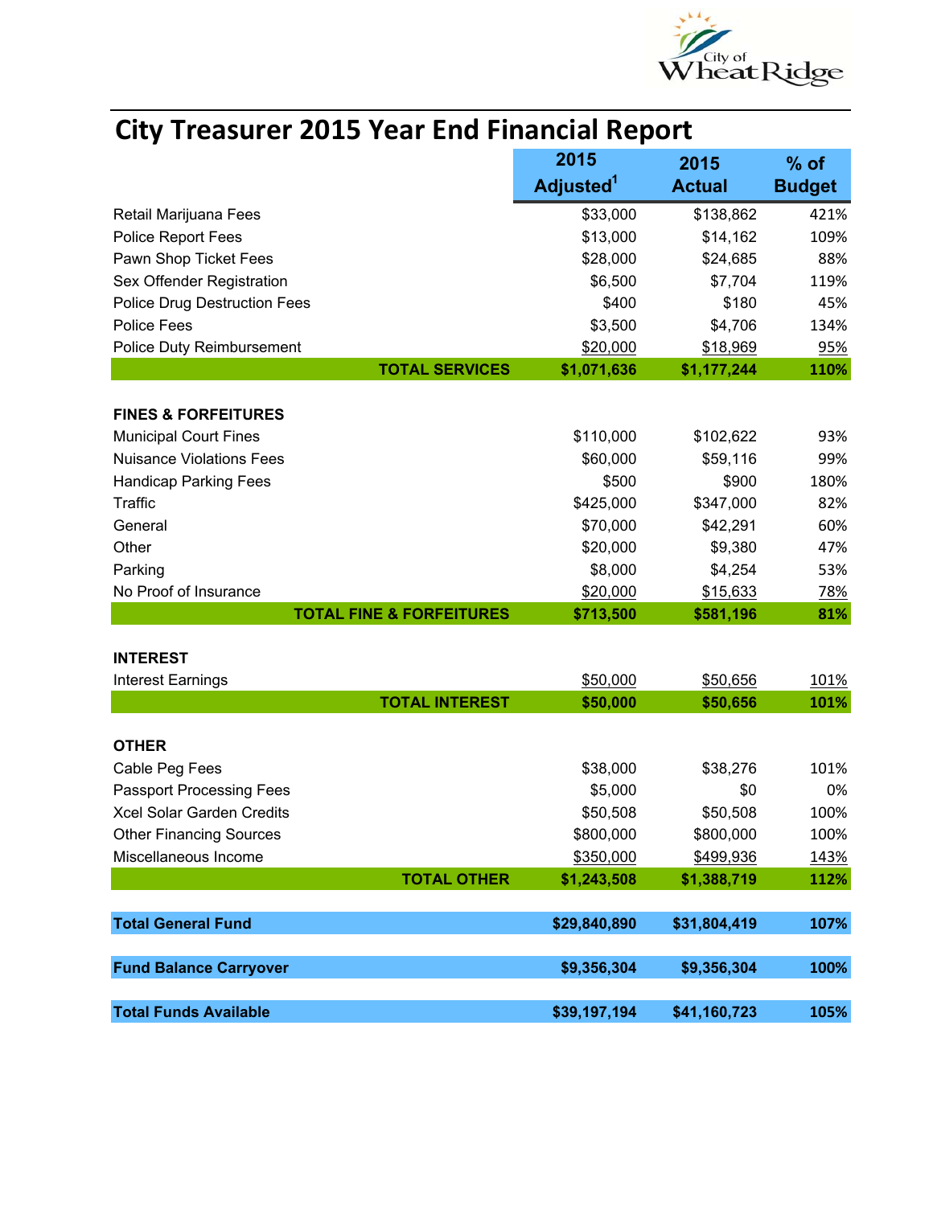# City Treasurer 2015 Year End Financial Report

| | 2015 Adjusted[1] | 2015 Actual | % of Budget |
|---|---|---|---|
| Retail Marijuana Fees | $33,000 | $138,862 | 421% |
| Police Report Fees | $13,000 | $14,162 | 109% |
| Pawn Shop Ticket Fees | $28,000 | $24,685 | 88% |
| Sex Offender Registration | $6,500 | $7,704 | 119% |
| Police Drug Destruction Fees | $400 | $180 | 45% |
| Police Fees | $3,500 | $4,706 | 134% |
| Police Duty Reimbursement | $20,000 | $18,969 | 95% |
| **TOTAL SERVICES** | **$1,071,636** | **$1,177,244** | **110%** |
| | | | |
| **FINES & FORFEITURES** | | | |
| Municipal Court Fines | $110,000 | $102,622 | 93% |
| Nuisance Violations Fees | $60,000 | $59,116 | 99% |
| Handicap Parking Fees | $500 | $900 | 180% |
| Traffic | $425,000 | $347,000 | 82% |
| General | $70,000 | $42,291 | 60% |
| Other | $20,000 | $9,380 | 47% |
| Parking | $8,000 | $4,254 | 53% |
| No Proof of Insurance | $20,000 | $15,633 | 78% |
| **TOTAL FINE & FORFEITURES** | **$713,500** | **$581,196** | **81%** |
| | | | |
| **INTEREST** | | | |
| Interest Earnings | $50,000 | $50,656 | 101% |
| **TOTAL INTEREST** | **$50,000** | **$50,656** | **101%** |
| | | | |
| **OTHER** | | | |
| Cable Peg Fees | $38,000 | $38,276 | 101% |
| Passport Processing Fees | $5,000 | $0 | 0% |
| Xcel Solar Garden Credits | $50,508 | $50,508 | 100% |
| Other Financing Sources | $800,000 | $800,000 | 100% |
| Miscellaneous Income | $350,000 | $499,936 | 143% |
| **TOTAL OTHER** | **$1,243,508** | **$1,388,719** | **112%** |
| | | | |
| **Total General Fund** | **$29,840,890** | **$31,804,419** | **107%** |
| | | | |
| **Fund Balance Carryover** | **$9,356,304** | **$9,356,304** | **100%** |
| | | | |
| **Total Funds Available** | **$39,197,194** | **$41,160,723** | **105%** |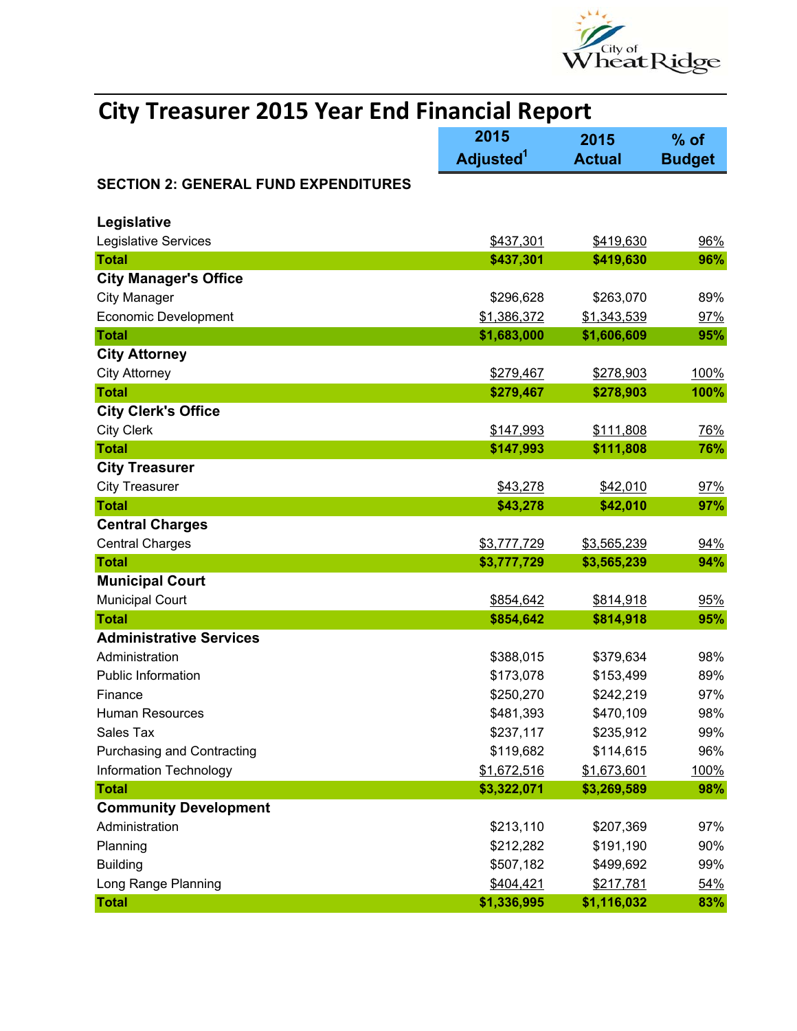# City Treasurer 2015 Year End Financial Report

| | 2015 Adjusted[1] | 2015 Actual | % of Budget |
|---|---|---|---|
| **SECTION 2: GENERAL FUND EXPENDITURES** | | | |
| **Legislative** | | | |
| Legislative Services | $437,301 | $419,630 | 96% |
| **Total** | **$437,301** | **$419,630** | **96%** |
| **City Manager's Office** | | | |
| City Manager | $296,628 | $263,070 | 89% |
| Economic Development | $1,386,372 | $1,343,539 | 97% |
| **Total** | **$1,683,000** | **$1,606,609** | **95%** |
| **City Attorney** | | | |
| City Attorney | $279,467 | $278,903 | 100% |
| **Total** | **$279,467** | **$278,903** | **100%** |
| **City Clerk's Office** | | | |
| City Clerk | $147,993 | $111,808 | 76% |
| **Total** | **$147,993** | **$111,808** | **76%** |
| **City Treasurer** | | | |
| City Treasurer | $43,278 | $42,010 | 97% |
| **Total** | **$43,278** | **$42,010** | **97%** |
| **Central Charges** | | | |
| Central Charges | $3,777,729 | $3,565,239 | 94% |
| **Total** | **$3,777,729** | **$3,565,239** | **94%** |
| **Municipal Court** | | | |
| Municipal Court | $854,642 | $814,918 | 95% |
| **Total** | **$854,642** | **$814,918** | **95%** |
| **Administrative Services** | | | |
| Administration | $388,015 | $379,634 | 98% |
| Public Information | $173,078 | $153,499 | 89% |
| Finance | $250,270 | $242,219 | 97% |
| Human Resources | $481,393 | $470,109 | 98% |
| Sales Tax | $237,117 | $235,912 | 99% |
| Purchasing and Contracting | $119,682 | $114,615 | 96% |
| Information Technology | $1,672,516 | $1,673,601 | 100% |
| **Total** | **$3,322,071** | **$3,269,589** | **98%** |
| **Community Development** | | | |
| Administration | $213,110 | $207,369 | 97% |
| Planning | $212,282 | $191,190 | 90% |
| Building | $507,182 | $499,692 | 99% |
| Long Range Planning | $404,421 | $217,781 | 54% |
| **Total** | **$1,336,995** | **$1,116,032** | **83%** |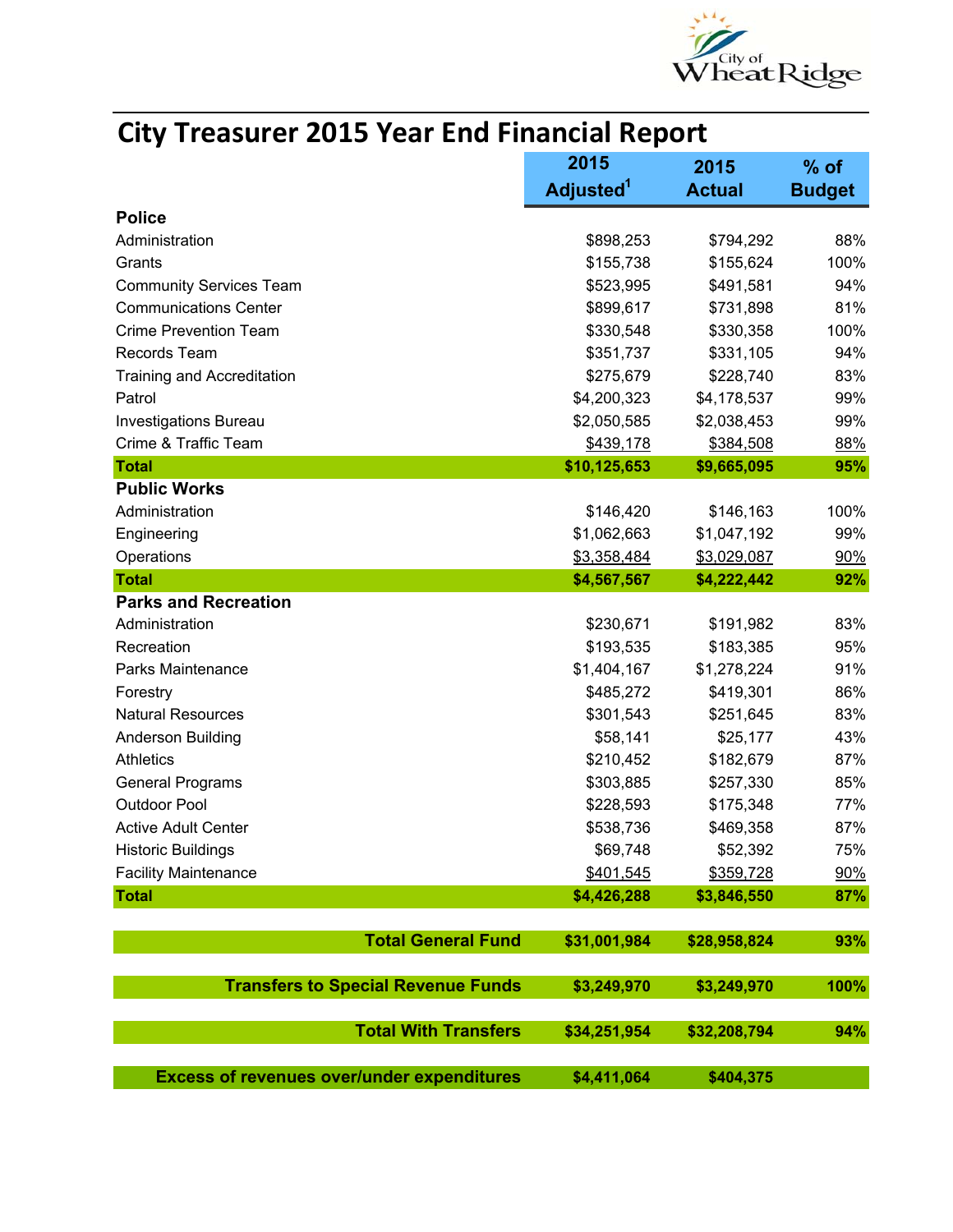City of Wheat Ridge

# City Treasurer 2015 Year End Financial Report

| | 2015 Adjusted[1] | 2015 Actual | % of Budget |
|---|---|---|---|
| **Police** | | | |
| Administration | $898,253 | $794,292 | 88% |
| Grants | $155,738 | $155,624 | 100% |
| Community Services Team | $523,995 | $491,581 | 94% |
| Communications Center | $899,617 | $731,898 | 81% |
| Crime Prevention Team | $330,548 | $330,358 | 100% |
| Records Team | $351,737 | $331,105 | 94% |
| Training and Accreditation | $275,679 | $228,740 | 83% |
| Patrol | $4,200,323 | $4,178,537 | 99% |
| Investigations Bureau | $2,050,585 | $2,038,453 | 99% |
| Crime & Traffic Team | $439,178 | $384,508 | 88% |
| **Total** | **$10,125,653** | **$9,665,095** | **95%** |
| **Public Works** | | | |
| Administration | $146,420 | $146,163 | 100% |
| Engineering | $1,062,663 | $1,047,192 | 99% |
| Operations | $3,358,484 | $3,029,087 | 90% |
| **Total** | **$4,567,567** | **$4,222,442** | **92%** |
| **Parks and Recreation** | | | |
| Administration | $230,671 | $191,982 | 83% |
| Recreation | $193,535 | $183,385 | 95% |
| Parks Maintenance | $1,404,167 | $1,278,224 | 91% |
| Forestry | $485,272 | $419,301 | 86% |
| Natural Resources | $301,543 | $251,645 | 83% |
| Anderson Building | $58,141 | $25,177 | 43% |
| Athletics | $210,452 | $182,679 | 87% |
| General Programs | $303,885 | $257,330 | 85% |
| Outdoor Pool | $228,593 | $175,348 | 77% |
| Active Adult Center | $538,736 | $469,358 | 87% |
| Historic Buildings | $69,748 | $52,392 | 75% |
| Facility Maintenance | $401,545 | $359,728 | 90% |
| **Total** | **$4,426,288** | **$3,846,550** | **87%** |
| **Total General Fund** | **$31,001,984** | **$28,958,824** | **93%** |
| **Transfers to Special Revenue Funds** | **$3,249,970** | **$3,249,970** | **100%** |
| **Total With Transfers** | **$34,251,954** | **$32,208,794** | **94%** |
| **Excess of revenues over/under expenditures** | **$4,411,064** | **$404,375** | |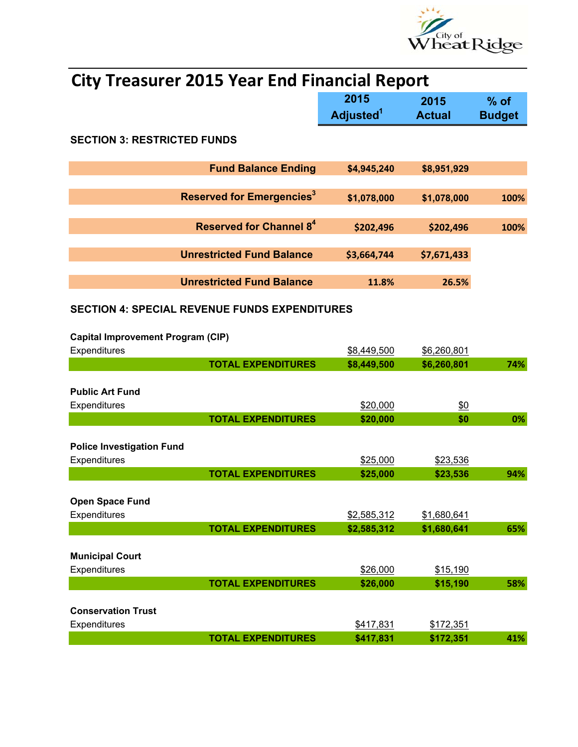# City Treasurer 2015 Year End Financial Report

| | 2015 Adjusted[1] | 2015 Actual | % of Budget |
|---|---|---|---|
| **SECTION 3: RESTRICTED FUNDS** | | | |
| **Fund Balance Ending** | **$4,945,240** | **$8,951,929** | |
| **Reserved for Emergencies[3]** | **$1,078,000** | **$1,078,000** | **100%** |
| **Reserved for Channel 8[4]** | **$202,496** | **$202,496** | **100%** |
| **Unrestricted Fund Balance** | **$3,664,744** | **$7,671,433** | |
| **Unrestricted Fund Balance** | **11.8%** | **26.5%** | |

## SECTION 4: SPECIAL REVENUE FUNDS EXPENDITURES

| | 2015 Adjusted[1] | 2015 Actual | % of Budget |
|---|---|---|---|
| **Capital Improvement Program (CIP)** | | | |
| Expenditures | $8,449,500 | $6,260,801 | |
| **TOTAL EXPENDITURES** | **$8,449,500** | **$6,260,801** | **74%** |
| **Public Art Fund** | | | |
| Expenditures | $20,000 | $0 | |
| **TOTAL EXPENDITURES** | **$20,000** | **$0** | **0%** |
| **Police Investigation Fund** | | | |
| Expenditures | $25,000 | $23,536 | |
| **TOTAL EXPENDITURES** | **$25,000** | **$23,536** | **94%** |
| **Open Space Fund** | | | |
| Expenditures | $2,585,312 | $1,680,641 | |
| **TOTAL EXPENDITURES** | **$2,585,312** | **$1,680,641** | **65%** |
| **Municipal Court** | | | |
| Expenditures | $26,000 | $15,190 | |
| **TOTAL EXPENDITURES** | **$26,000** | **$15,190** | **58%** |
| **Conservation Trust** | | | |
| Expenditures | $417,831 | $172,351 | |
| **TOTAL EXPENDITURES** | **$417,831** | **$172,351** | **41%** |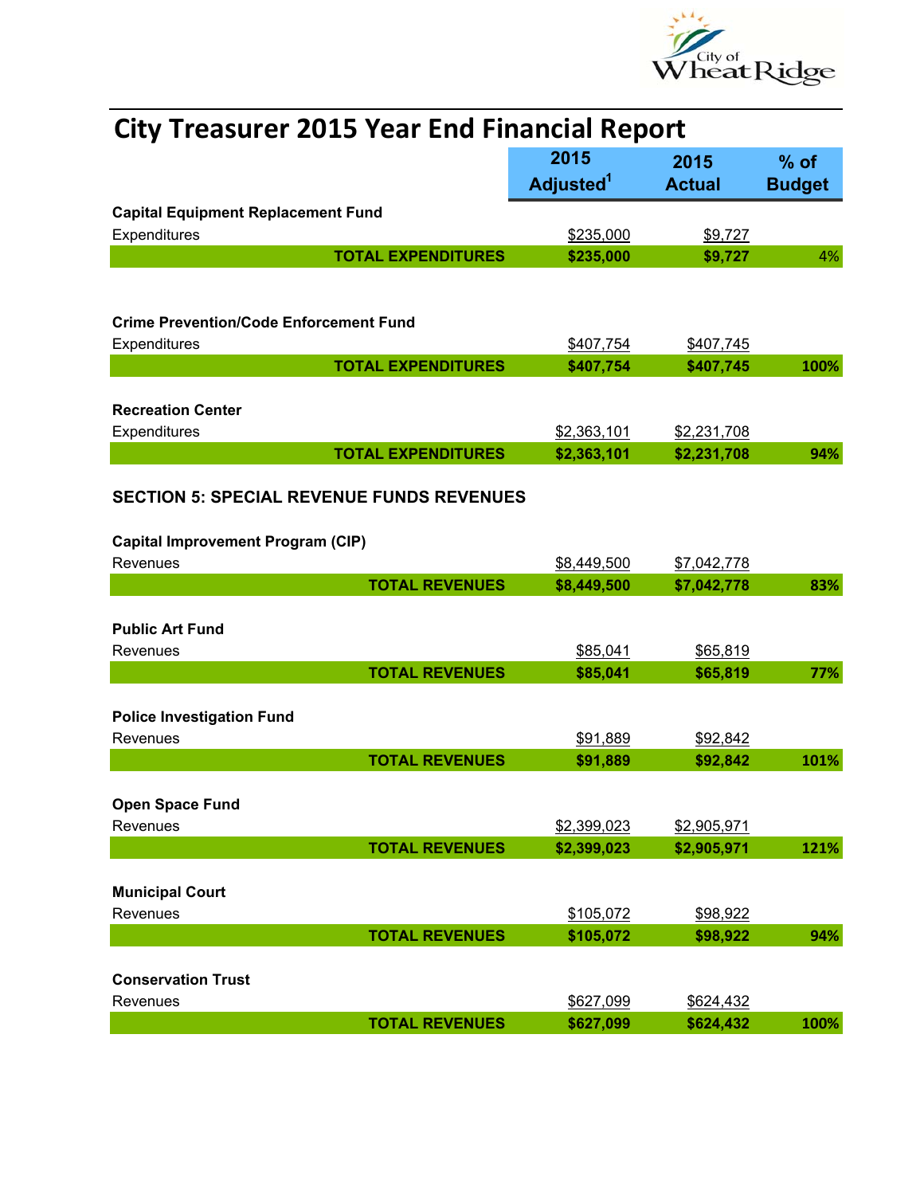# City Treasurer 2015 Year End Financial Report

| | 2015 Adjusted[1] | 2015 Actual | % of Budget |
|---|---|---|---|
| **Capital Equipment Replacement Fund** | | | |
| Expenditures | $235,000 | $9,727 | |
| **TOTAL EXPENDITURES** | **$235,000** | **$9,727** | 4% |
| | | | |
| **Crime Prevention/Code Enforcement Fund** | | | |
| Expenditures | $407,754 | $407,745 | |
| **TOTAL EXPENDITURES** | **$407,754** | **$407,745** | **100%** |
| | | | |
| **Recreation Center** | | | |
| Expenditures | $2,363,101 | $2,231,708 | |
| **TOTAL EXPENDITURES** | **$2,363,101** | **$2,231,708** | **94%** |

**SECTION 5: SPECIAL REVENUE FUNDS REVENUES**

| | 2015 Adjusted[1] | 2015 Actual | % of Budget |
|---|---|---|---|
| **Capital Improvement Program (CIP)** | | | |
| Revenues | $8,449,500 | $7,042,778 | |
| **TOTAL REVENUES** | **$8,449,500** | **$7,042,778** | **83%** |
| | | | |
| **Public Art Fund** | | | |
| Revenues | $85,041 | $65,819 | |
| **TOTAL REVENUES** | **$85,041** | **$65,819** | **77%** |
| | | | |
| **Police Investigation Fund** | | | |
| Revenues | $91,889 | $92,842 | |
| **TOTAL REVENUES** | **$91,889** | **$92,842** | **101%** |
| | | | |
| **Open Space Fund** | | | |
| Revenues | $2,399,023 | $2,905,971 | |
| **TOTAL REVENUES** | **$2,399,023** | **$2,905,971** | **121%** |
| | | | |
| **Municipal Court** | | | |
| Revenues | $105,072 | $98,922 | |
| **TOTAL REVENUES** | **$105,072** | **$98,922** | **94%** |
| | | | |
| **Conservation Trust** | | | |
| Revenues | $627,099 | $624,432 | |
| **TOTAL REVENUES** | **$627,099** | **$624,432** | **100%** |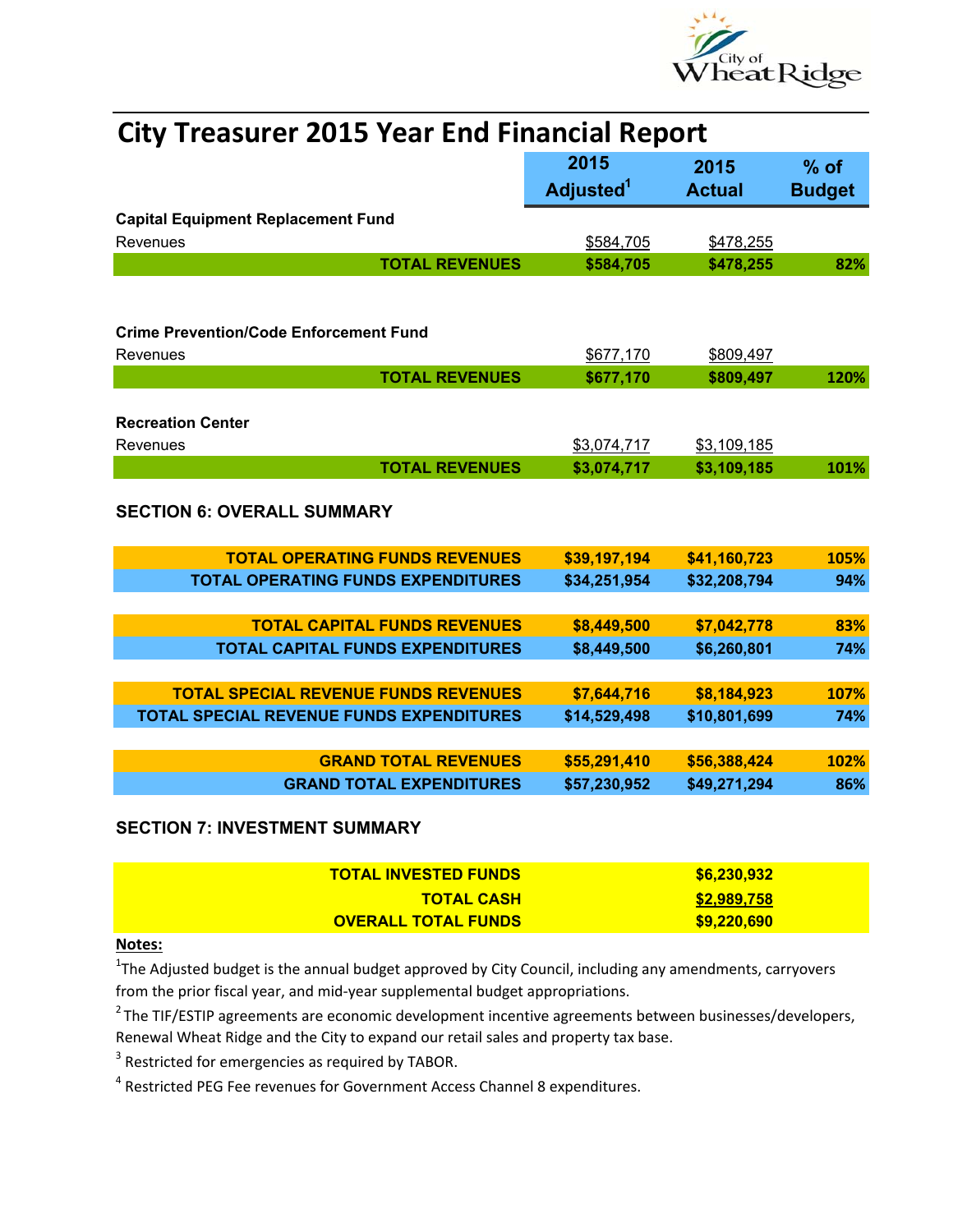# City Treasurer 2015 Year End Financial Report

| | 2015 Adjusted[1] | 2015 Actual | % of Budget |
|---|---|---|---|
| **Capital Equipment Replacement Fund** | | | |
| Revenues | $584,705 | $478,255 | |
| **TOTAL REVENUES** | **$584,705** | **$478,255** | **82%** |
| **Crime Prevention/Code Enforcement Fund** | | | |
| Revenues | $677,170 | $809,497 | |
| **TOTAL REVENUES** | **$677,170** | **$809,497** | **120%** |
| **Recreation Center** | | | |
| Revenues | $3,074,717 | $3,109,185 | |
| **TOTAL REVENUES** | **$3,074,717** | **$3,109,185** | **101%** |

## SECTION 6: OVERALL SUMMARY

| | 2015 Adjusted[1] | 2015 Actual | % of Budget |
|---|---|---|---|
| **TOTAL OPERATING FUNDS REVENUES** | **$39,197,194** | **$41,160,723** | **105%** |
| **TOTAL OPERATING FUNDS EXPENDITURES** | **$34,251,954** | **$32,208,794** | **94%** |
| **TOTAL CAPITAL FUNDS REVENUES** | **$8,449,500** | **$7,042,778** | **83%** |
| **TOTAL CAPITAL FUNDS EXPENDITURES** | **$8,449,500** | **$6,260,801** | **74%** |
| **TOTAL SPECIAL REVENUE FUNDS REVENUES** | **$7,644,716** | **$8,184,923** | **107%** |
| **TOTAL SPECIAL REVENUE FUNDS EXPENDITURES** | **$14,529,498** | **$10,801,699** | **74%** |
| **GRAND TOTAL REVENUES** | **$55,291,410** | **$56,388,424** | **102%** |
| **GRAND TOTAL EXPENDITURES** | **$57,230,952** | **$49,271,294** | **86%** |

## SECTION 7: INVESTMENT SUMMARY

| | |
|---|---|
| **TOTAL INVESTED FUNDS** | **$6,230,932** |
| **TOTAL CASH** | **$2,989,758** |
| **OVERALL TOTAL FUNDS** | **$9,220,690** |

**Notes:**

[1] The Adjusted budget is the annual budget approved by City Council, including any amendments, carryovers from the prior fiscal year, and mid-year supplemental budget appropriations.

[2] The TIF/ESTIP agreements are economic development incentive agreements between businesses/developers, Renewal Wheat Ridge and the City to expand our retail sales and property tax base.

[3] Restricted for emergencies as required by TABOR.

[4] Restricted PEG Fee revenues for Government Access Channel 8 expenditures.